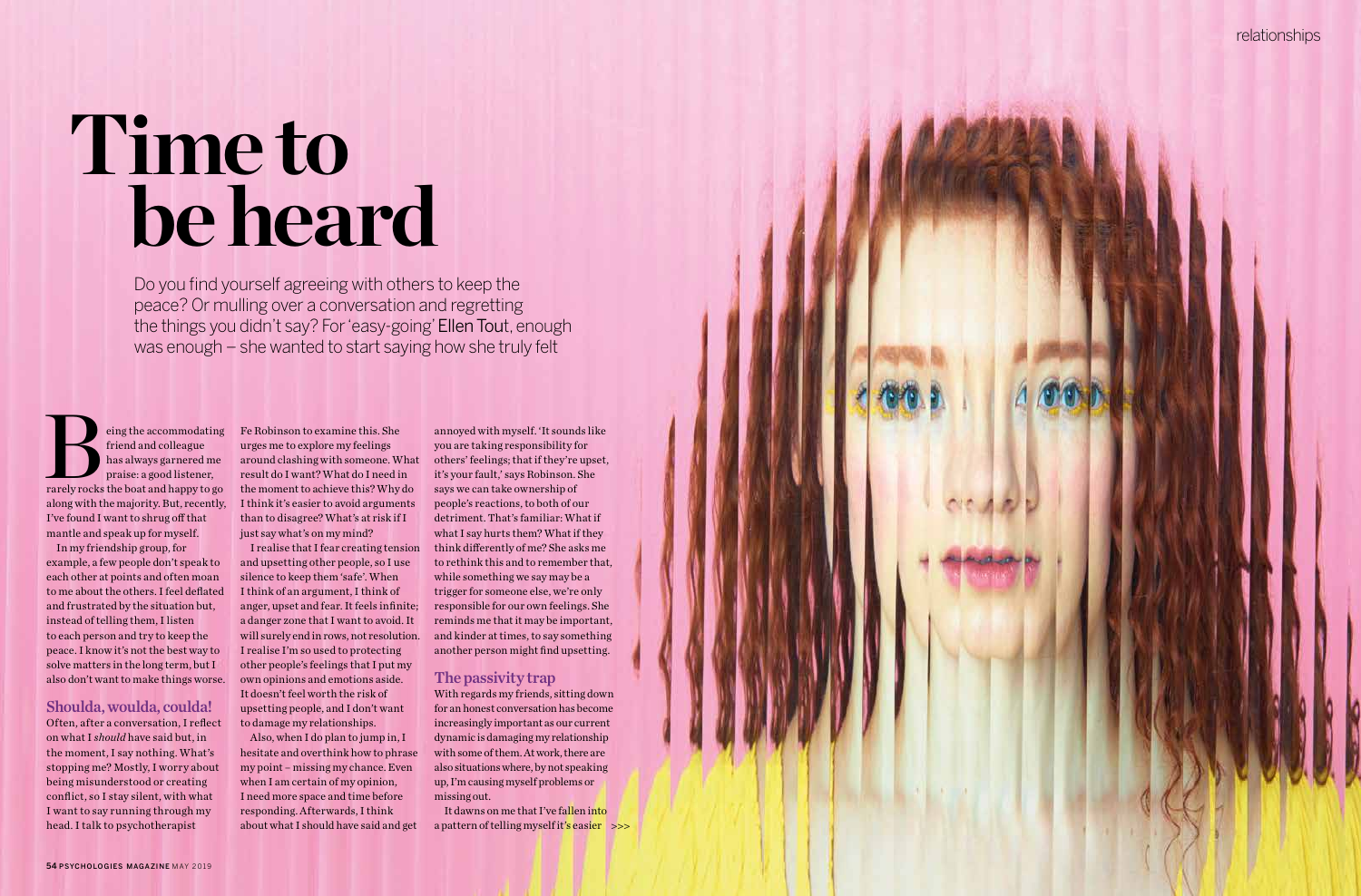# Time to be heard

Do you find yourself agreeing with others to keep the peace? Or mulling over a conversation and regretting the things you didn't say? For 'easy-going' Ellen Tout, enough was enough – she wanted to start saying how she truly felt

Being the accommodating friend and colleague has always garnered me praise: a good listener, rarely rocks the boat and happy to go along with the majority. But, recently, I've found I want to shrug off that mantle and speak up for myself.

In my friendship group, for example, a few people don't speak to each other at points and often moan to me about the others. I feel deflated and frustrated by the situation but, instead of telling them, I listen to each person and try to keep the peace. I know it's not the best way to solve matters in the long term, but I also don't want to make things worse.

## Shoulda, woulda, coulda!

Often, after a conversation, I reflect on what I *should* have said but, in the moment, I say nothing. What's stopping me? Mostly, I worry about being misunderstood or creating conflict, so I stay silent, with what I want to say running through my head. I talk to psychotherapist Fe Robinson to examine this. She urges me to explore my feelings around clashing with someone. What result do I want? What do I need in the moment to achieve this? Why do I think it's easier to avoid arguments than to disagree? What's at risk if I just say what's on my mind?

I realise that I fear creating tension and upsetting other people, so I use silence to keep them 'safe'. When I think of an argument, I think of anger, upset and fear. It feels infinite; a danger zone that I want to avoid. It will surely end in rows, not resolution. I realise I'm so used to protecting other people's feelings that I put my own opinions and emotions aside. It doesn't feel worth the risk of upsetting people, and I don't want to damage my relationships.

Also, when I do plan to jump in, I hesitate and overthink how to phrase my point – missing my chance. Even when I am certain of my opinion, I need more space and time before responding. Afterwards, I think about what I should have said and get annoyed with myself. 'It sounds like you are taking responsibility for others' feelings; that if they're upset, it's your fault,' says Robinson. She says we can take ownership of people's reactions, to both of our detriment. That's familiar: What if what I say hurts them? What if they think differently of me? She asks me to rethink this and to remember that, while something we say may be a trigger for someone else, we're only responsible for our own feelings. She reminds me that it may be important, and kinder at times, to say something another person might find upsetting.

## The passivity trap

With regards my friends, sitting down for an honest conversation has become increasingly important as our current dynamic is damaging my relationship with some of them. At work, there are also situations where, by not speaking up, I'm causing myself problems or missing out.

It dawns on me that I've fallen into a pattern of telling myself it's easier >>>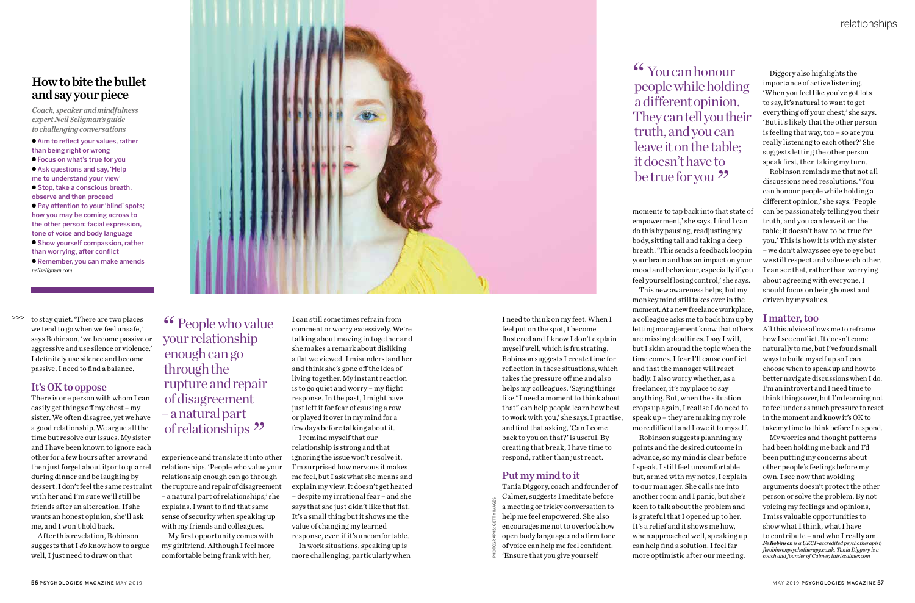## How to bite the bullet and say your piece

*Coach, speaker and mindfulness expert Neil Seligman's guide to challenging conversations*

- Aim to reflect your values, rather than being right or wrong
- Focus on what's true for you
- Ask questions and say, 'Help me to understand your view'
- Stop, take a conscious breath, observe and then proceed
- Pay attention to your 'blind' spots; how you may be coming across to the other person: facial expression, tone of voice and body language
- Show yourself compassion, rather than worrying, after conflict
- Remember, you can make amends

*neilseligman.com*

to stay quiet. 'There are two places we tend to go when we feel unsafe,' says Robinson, 'we become passive or aggressive and use silence or violence.' I definitely use silence and become passive. I need to find a balance.

### It's OK to oppose

There is one person with whom I can easily get things off my chest – my sister. We often disagree, yet we have a good relationship. We argue all the time but resolve our issues. My sister and I have been known to ignore each other for a few hours after a row and then just forget about it; or to quarrel during dinner and be laughing by dessert. I don't feel the same restraint with her and I'm sure we'll still be friends after an altercation. If she wants an honest opinion, she'll ask me, and I won't hold back.

After this revelation, Robinson suggests that I *do* know how to argue well, I just need to draw on that experience and translate it into other relationships. 'People who value your relationship enough can go through the rupture and repair of disagreement – a natural part of relationships,' she explains. I want to find that same sense of security when speaking up with my friends and colleagues.

> "People who value your relationship enough can go through the rupture and repair of disagreement – a natural part of relationships"

My first opportunity comes with my girlfriend. Although I feel more comfortable being frank with her, I can still sometimes refrain from comment or worry excessively. We're talking about moving in together and she makes a remark about disliking a flat we viewed. I misunderstand her and think she's gone off the idea of living together. My instant reaction is to go quiet and worry – my flight response. In the past, I might have just left it for fear of causing a row or played it over in my mind for a few days before talking about it.

I remind myself that our relationship is strong and that ignoring the issue won't resolve it. I'm surprised how nervous it makes me feel, but I ask what she means and explain my view. It doesn't get heated – despite my irrational fear – and she says that she just didn't like that flat. It's a small thing but it shows me the value of changing my learned response, even if it's uncomfortable.

In work situations, speaking up is more challenging, particularly when I need to think on my feet. When I feel put on the spot, I become flustered and I know I don't explain myself well, which is frustrating. Robinson suggests I create time for reflection in these situations, which takes the pressure off me and also helps my colleagues. 'Saying things like "I need a moment to think about that" can help people learn how best to work with you,' she says. I practise, and find that asking, 'Can I come back to you on that?' is useful. By creating that break, I have time to respond, rather than just react.

### Put my mind to it

Tania Diggory, coach and founder of Calmer, suggests I meditate before a meeting or tricky conversation to help me feel empowered. She also encourages me not to overlook how open body language and a firm tone of voice can help me feel confident. 'Ensure that you give yourself moments to tap back into that state of empowerment,' she says. I find I can do this by pausing, readjusting my body, sitting tall and taking a deep breath. 'This sends a feedback loop in your brain and has an impact on your mood and behaviour, especially if you feel yourself losing control,' she says.

> "You can honour people while holding a different opinion. They can tell you their truth, and you can leave it on the table; it doesn't have to be true for you"

This new awareness helps, but my monkey mind still takes over in the moment. At a new freelance workplace, a colleague asks me to back him up by letting management know that others are missing deadlines. I say I will, but I skim around the topic when the time comes. I fear I'll cause conflict and that the manager will react badly. I also worry whether, as a freelancer, it's my place to say anything. But, when the situation crops up again, I realise I do need to speak up – they are making my role more difficult and I owe it to myself.

Robinson suggests planning my points and the desired outcome in advance, so my mind is clear before I speak. I still feel uncomfortable but, armed with my notes, I explain to our manager. She calls me into another room and I panic, but she's keen to talk about the problem and is grateful that I opened up to her. It's a relief and it shows me how, when approached well, speaking up can help find a solution. I feel far more optimistic after our meeting.

Diggory also highlights the importance of active listening. 'When you feel like you've got lots to say, it's natural to want to get everything off your chest,' she says. 'But it's likely that the other person is feeling that way, too – so are you really listening to each other?' She suggests letting the other person speak first, then taking my turn.

Robinson reminds me that not all discussions need resolutions. 'You can honour people while holding a different opinion,' she says. 'People can be passionately telling you their truth, and you can leave it on the table; it doesn't have to be true for you.' This is how it is with my sister – we don't always see eye to eye but we still respect and value each other. I can see that, rather than worrying about agreeing with everyone, I should focus on being honest and driven by my values.

### I matter, too

All this advice allows me to reframe how I see conflict. It doesn't come naturally to me, but I've found small ways to build myself up so I can choose when to speak up and how to better navigate discussions when I do. I'm an introvert and I need time to think things over, but I'm learning not to feel under as much pressure to react in the moment and know it's OK to take my time to think before I respond.

My worries and thought patterns had been holding me back and I'd been putting my concerns about other people's feelings before my own. I see now that avoiding arguments doesn't protect the other person or solve the problem. By not voicing my feelings and opinions, I miss valuable opportunities to show what I think, what I have to contribute – and who I really am.

*Fe Robinson is a UKCP-accredited psychotherapist; ferobinsonpsychotherapy.co.uk. Tania Diggory is a coach and founder of Calmer; thisiscalmer.com*

PHOTOGRAPHS: GETTY IMAGES